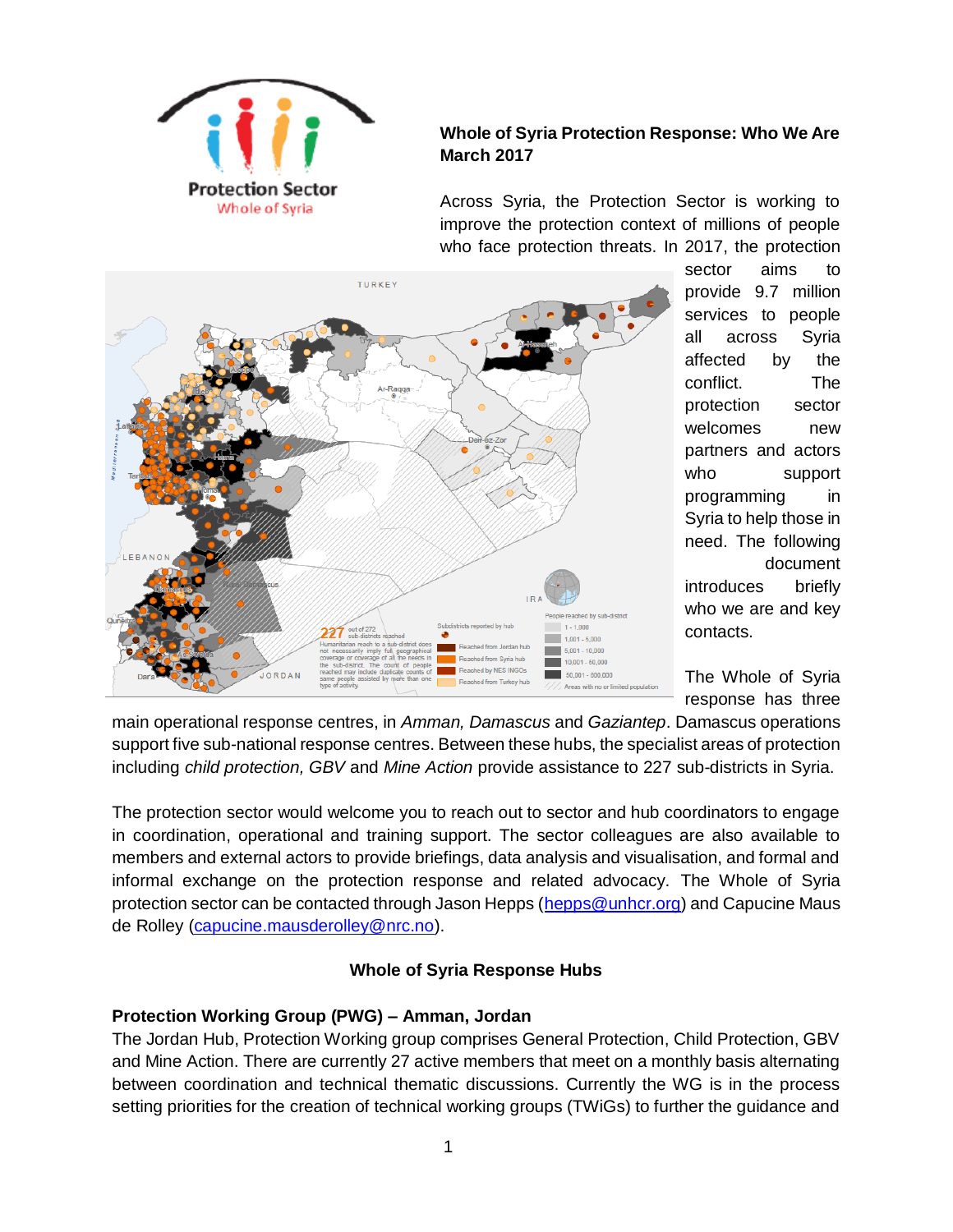**Whole of Syria Protection Response: Who We Are March 2017**

Across Syria, the Protection Sector is working to improve the protection context of millions of people who face protection threats. In 2017, the protection sector aims to provide 9.7 million services to people all across Syria affected by the conflict. The protection sector welcomes new partners and actors who support programming in Syria to help those in need. The following document introduces briefly who we are and key contacts.

The Whole of Syria response has three main operational response centres, in *Amman, Damascus* and *Gaziantep*. Damascus operations support five sub-national response centres. Between these hubs, the specialist areas of protection including *child protection, GBV* and *Mine Action* provide assistance to 227 sub-districts in Syria.

The protection sector would welcome you to reach out to sector and hub coordinators to engage in coordination, operational and training support. The sector colleagues are also available to members and external actors to provide briefings, data analysis and visualisation, and formal and informal exchange on the protection response and related advocacy. The Whole of Syria protection sector can be contacted through Jason Hepps (hepps@unhcr.org) and Capucine Maus de Rolley (capucine.mausderolley@nrc.no).

## Whole of Syria Response Hubs

### Protection Working Group (PWG) – Amman, Jordan

The Jordan Hub, Protection Working group comprises General Protection, Child Protection, GBV and Mine Action. There are currently 27 active members that meet on a monthly basis alternating between coordination and technical thematic discussions. Currently the WG is in the process setting priorities for the creation of technical working groups (TWiGs) to further the guidance and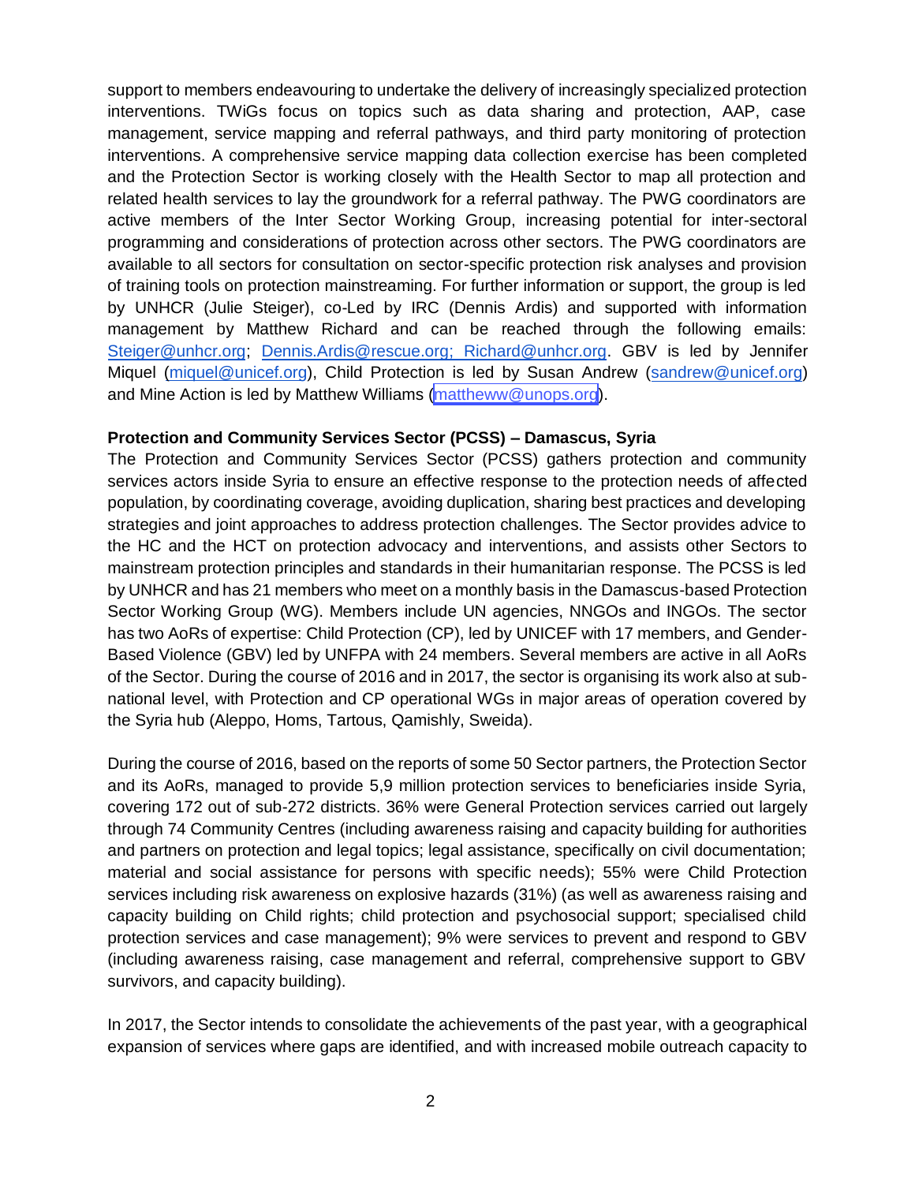support to members endeavouring to undertake the delivery of increasingly specialized protection interventions. TWiGs focus on topics such as data sharing and protection, AAP, case management, service mapping and referral pathways, and third party monitoring of protection interventions. A comprehensive service mapping data collection exercise has been completed and the Protection Sector is working closely with the Health Sector to map all protection and related health services to lay the groundwork for a referral pathway. The PWG coordinators are active members of the Inter Sector Working Group, increasing potential for inter-sectoral programming and considerations of protection across other sectors. The PWG coordinators are available to all sectors for consultation on sector-specific protection risk analyses and provision of training tools on protection mainstreaming. For further information or support, the group is led by UNHCR (Julie Steiger), co-Led by IRC (Dennis Ardis) and supported with information management by Matthew Richard and can be reached through the following emails: Steiger@unhcr.org; Dennis.Ardis@rescue.org; Richard@unhcr.org. GBV is led by Jennifer Miquel (miquel@unicef.org), Child Protection is led by Susan Andrew (sandrew@unicef.org) and Mine Action is led by Matthew Williams (matheww@unops.org).

**Protection and Community Services Sector (PCSS) – Damascus, Syria**

The Protection and Community Services Sector (PCSS) gathers protection and community services actors inside Syria to ensure an effective response to the protection needs of affected population, by coordinating coverage, avoiding duplication, sharing best practices and developing strategies and joint approaches to address protection challenges. The Sector provides advice to the HC and the HCT on protection advocacy and interventions, and assists other Sectors to mainstream protection principles and standards in their humanitarian response. The PCSS is led by UNHCR and has 21 members who meet on a monthly basis in the Damascus-based Protection Sector Working Group (WG). Members include UN agencies, NNGOs and INGOs. The sector has two AoRs of expertise: Child Protection (CP), led by UNICEF with 17 members, and Gender-Based Violence (GBV) led by UNFPA with 24 members. Several members are active in all AoRs of the Sector. During the course of 2016 and in 2017, the sector is organising its work also at sub-national level, with Protection and CP operational WGs in major areas of operation covered by the Syria hub (Aleppo, Homs, Tartous, Qamishly, Sweida).

During the course of 2016, based on the reports of some 50 Sector partners, the Protection Sector and its AoRs, managed to provide 5,9 million protection services to beneficiaries inside Syria, covering 172 out of sub-272 districts. 36% were General Protection services carried out largely through 74 Community Centres (including awareness raising and capacity building for authorities and partners on protection and legal topics; legal assistance, specifically on civil documentation; material and social assistance for persons with specific needs); 55% were Child Protection services including risk awareness on explosive hazards (31%) (as well as awareness raising and capacity building on Child rights; child protection and psychosocial support; specialised child protection services and case management); 9% were services to prevent and respond to GBV (including awareness raising, case management and referral, comprehensive support to GBV survivors, and capacity building).

In 2017, the Sector intends to consolidate the achievements of the past year, with a geographical expansion of services where gaps are identified, and with increased mobile outreach capacity to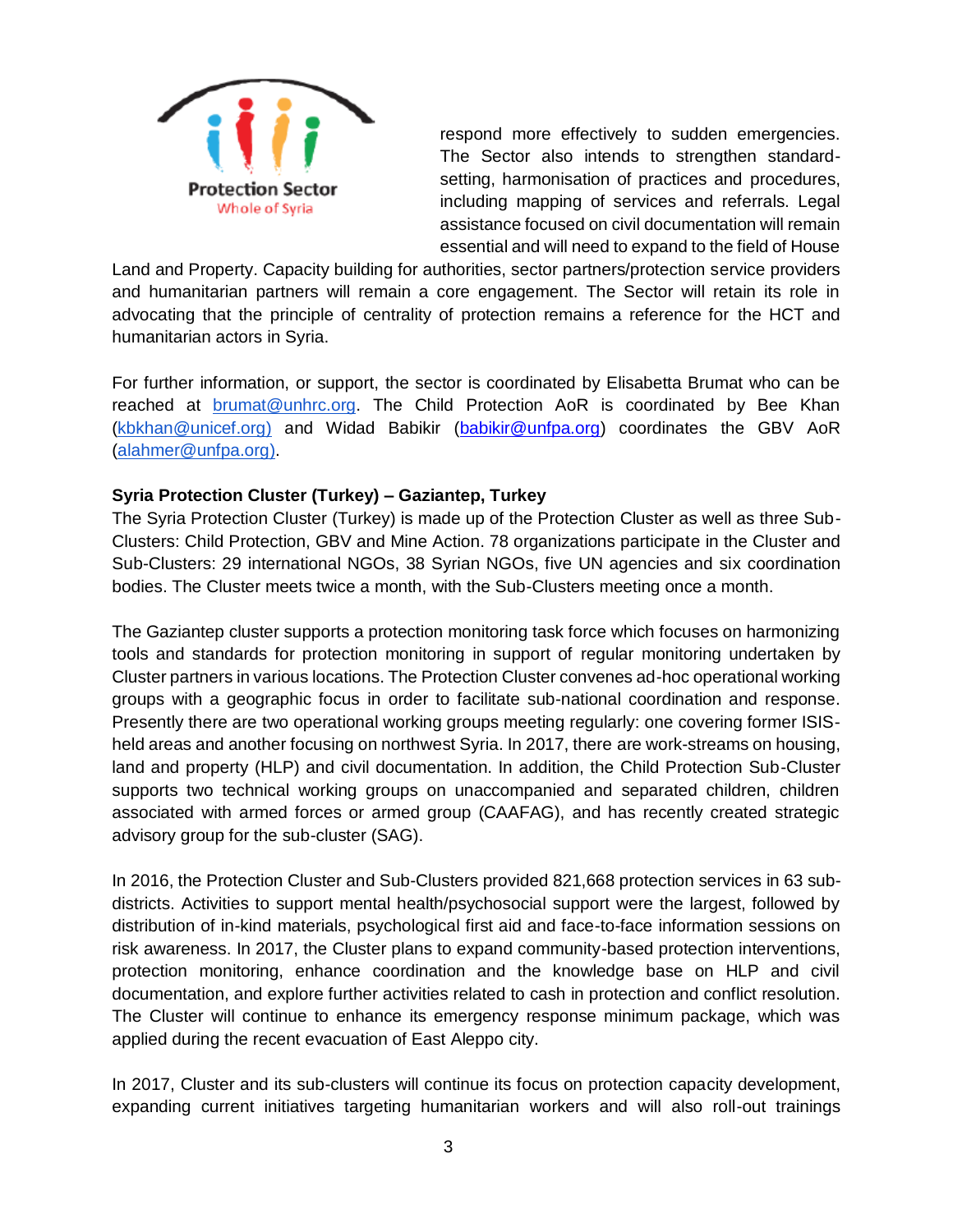respond more effectively to sudden emergencies. The Sector also intends to strengthen standard-setting, harmonisation of practices and procedures, including mapping of services and referrals. Legal assistance focused on civil documentation will remain essential and will need to expand to the field of House Land and Property. Capacity building for authorities, sector partners/protection service providers and humanitarian partners will remain a core engagement. The Sector will retain its role in advocating that the principle of centrality of protection remains a reference for the HCT and humanitarian actors in Syria.

For further information, or support, the sector is coordinated by Elisabetta Brumat who can be reached at brumat@unhrc.org. The Child Protection AoR is coordinated by Bee Khan (kbkhan@unicef.org) and Widad Babikir (babikir@unfpa.org) coordinates the GBV AoR (alahmer@unfpa.org).

**Syria Protection Cluster (Turkey) – Gaziantep, Turkey**

The Syria Protection Cluster (Turkey) is made up of the Protection Cluster as well as three Sub-Clusters: Child Protection, GBV and Mine Action. 78 organizations participate in the Cluster and Sub-Clusters: 29 international NGOs, 38 Syrian NGOs, five UN agencies and six coordination bodies. The Cluster meets twice a month, with the Sub-Clusters meeting once a month.

The Gaziantep cluster supports a protection monitoring task force which focuses on harmonizing tools and standards for protection monitoring in support of regular monitoring undertaken by Cluster partners in various locations. The Protection Cluster convenes ad-hoc operational working groups with a geographic focus in order to facilitate sub-national coordination and response. Presently there are two operational working groups meeting regularly: one covering former ISIS-held areas and another focusing on northwest Syria. In 2017, there are work-streams on housing, land and property (HLP) and civil documentation. In addition, the Child Protection Sub-Cluster supports two technical working groups on unaccompanied and separated children, children associated with armed forces or armed group (CAAFAG), and has recently created strategic advisory group for the sub-cluster (SAG).

In 2016, the Protection Cluster and Sub-Clusters provided 821,668 protection services in 63 sub-districts. Activities to support mental health/psychosocial support were the largest, followed by distribution of in-kind materials, psychological first aid and face-to-face information sessions on risk awareness. In 2017, the Cluster plans to expand community-based protection interventions, protection monitoring, enhance coordination and the knowledge base on HLP and civil documentation, and explore further activities related to cash in protection and conflict resolution. The Cluster will continue to enhance its emergency response minimum package, which was applied during the recent evacuation of East Aleppo city.

In 2017, Cluster and its sub-clusters will continue its focus on protection capacity development, expanding current initiatives targeting humanitarian workers and will also roll-out trainings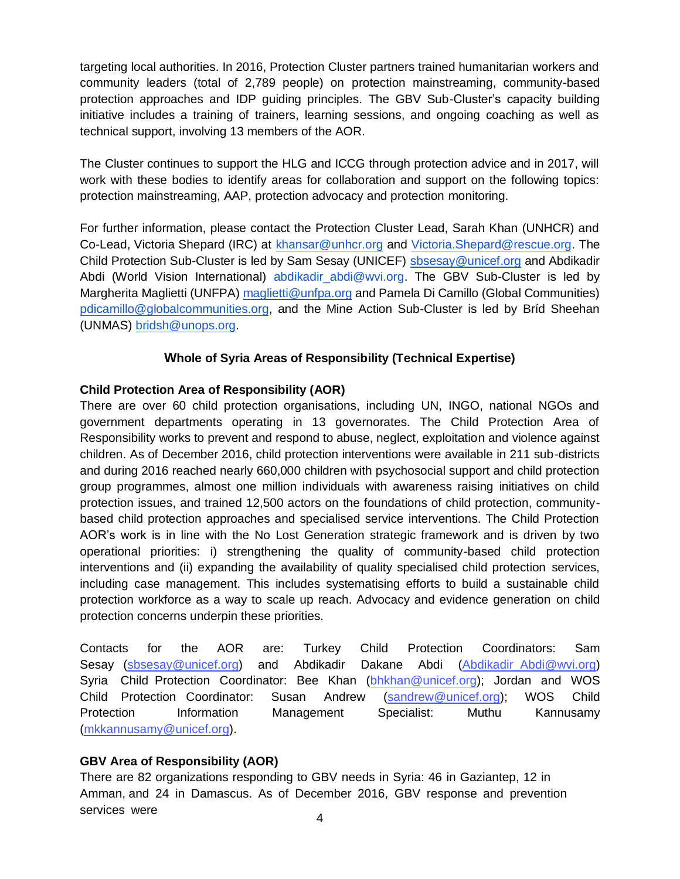targeting local authorities. In 2016, Protection Cluster partners trained humanitarian workers and community leaders (total of 2,789 people) on protection mainstreaming, community-based protection approaches and IDP guiding principles. The GBV Sub-Cluster's capacity building initiative includes a training of trainers, learning sessions, and ongoing coaching as well as technical support, involving 13 members of the AOR.

The Cluster continues to support the HLG and ICCG through protection advice and in 2017, will work with these bodies to identify areas for collaboration and support on the following topics: protection mainstreaming, AAP, protection advocacy and protection monitoring.

For further information, please contact the Protection Cluster Lead, Sarah Khan (UNHCR) and Co-Lead, Victoria Shepard (IRC) at khansar@unhcr.org and Victoria.Shepard@rescue.org. The Child Protection Sub-Cluster is led by Sam Sesay (UNICEF) sbsesay@unicef.org and Abdikadir Abdi (World Vision International) abdikadir_abdi@wvi.org. The GBV Sub-Cluster is led by Margherita Maglietti (UNFPA) maglietti@unfpa.org and Pamela Di Camillo (Global Communities) pdicamillo@globalcommunities.org, and the Mine Action Sub-Cluster is led by Bríd Sheehan (UNMAS) bridsh@unops.org.

## Whole of Syria Areas of Responsibility (Technical Expertise)

### Child Protection Area of Responsibility (AOR)

There are over 60 child protection organisations, including UN, INGO, national NGOs and government departments operating in 13 governorates. The Child Protection Area of Responsibility works to prevent and respond to abuse, neglect, exploitation and violence against children. As of December 2016, child protection interventions were available in 211 sub-districts and during 2016 reached nearly 660,000 children with psychosocial support and child protection group programmes, almost one million individuals with awareness raising initiatives on child protection issues, and trained 12,500 actors on the foundations of child protection, community-based child protection approaches and specialised service interventions. The Child Protection AOR's work is in line with the No Lost Generation strategic framework and is driven by two operational priorities: i) strengthening the quality of community-based child protection interventions and (ii) expanding the availability of quality specialised child protection services, including case management. This includes systematising efforts to build a sustainable child protection workforce as a way to scale up reach. Advocacy and evidence generation on child protection concerns underpin these priorities.

Contacts for the AOR are: Turkey Child Protection Coordinators: Sam Sesay (sbsesay@unicef.org) and Abdikadir Dakane Abdi (Abdikadir_Abdi@wvi.org) Syria Child Protection Coordinator: Bee Khan (bhkhan@unicef.org); Jordan and WOS Child Protection Coordinator: Susan Andrew (sandrew@unicef.org); WOS Child Protection Information Management Specialist: Muthu Kannusamy (mkkannusamy@unicef.org).

### GBV Area of Responsibility (AOR)

There are 82 organizations responding to GBV needs in Syria: 46 in Gaziantep, 12 in Amman, and 24 in Damascus. As of December 2016, GBV response and prevention services were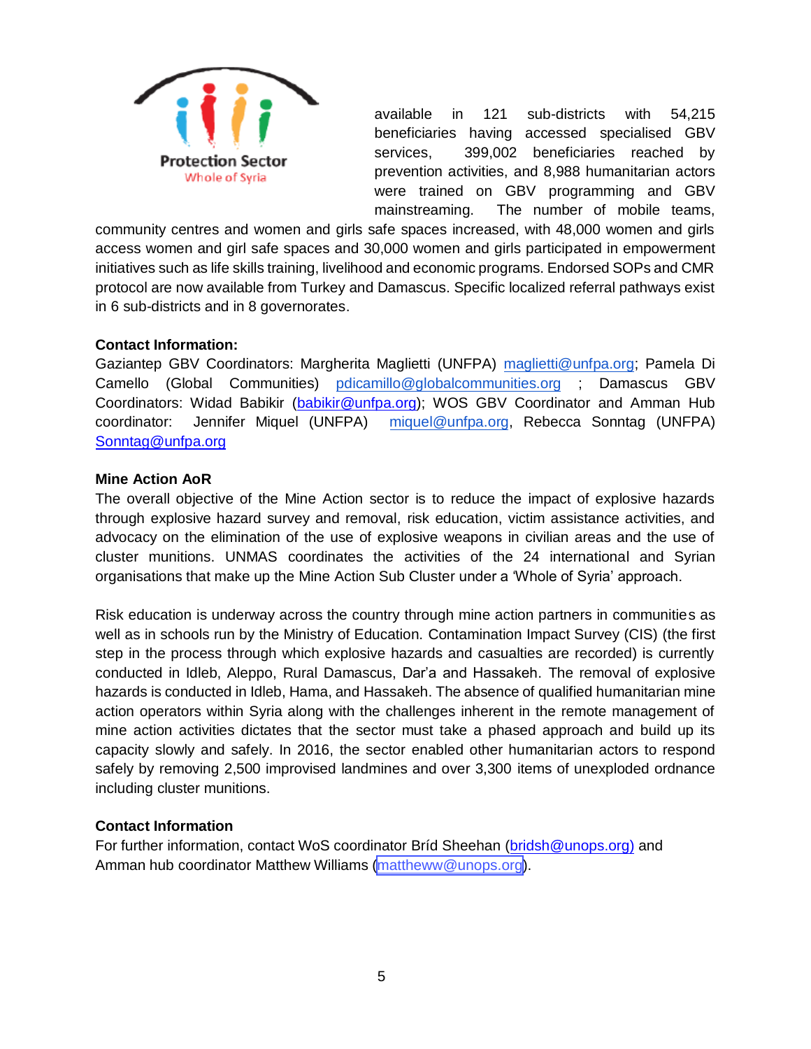available in 121 sub-districts with 54,215 beneficiaries having accessed specialised GBV services, 399,002 beneficiaries reached by prevention activities, and 8,988 humanitarian actors were trained on GBV programming and GBV mainstreaming. The number of mobile teams, community centres and women and girls safe spaces increased, with 48,000 women and girls access women and girl safe spaces and 30,000 women and girls participated in empowerment initiatives such as life skills training, livelihood and economic programs. Endorsed SOPs and CMR protocol are now available from Turkey and Damascus. Specific localized referral pathways exist in 6 sub-districts and in 8 governorates.

**Contact Information:**
Gaziantep GBV Coordinators: Margherita Maglietti (UNFPA) maglietti@unfpa.org; Pamela Di Camello (Global Communities) pdicamillo@globalcommunities.org ; Damascus GBV Coordinators: Widad Babikir (babikir@unfpa.org); WOS GBV Coordinator and Amman Hub coordinator: Jennifer Miquel (UNFPA) miquel@unfpa.org, Rebecca Sonntag (UNFPA) Sonntag@unfpa.org

**Mine Action AoR**
The overall objective of the Mine Action sector is to reduce the impact of explosive hazards through explosive hazard survey and removal, risk education, victim assistance activities, and advocacy on the elimination of the use of explosive weapons in civilian areas and the use of cluster munitions. UNMAS coordinates the activities of the 24 international and Syrian organisations that make up the Mine Action Sub Cluster under a 'Whole of Syria' approach.

Risk education is underway across the country through mine action partners in communities as well as in schools run by the Ministry of Education. Contamination Impact Survey (CIS) (the first step in the process through which explosive hazards and casualties are recorded) is currently conducted in Idleb, Aleppo, Rural Damascus, Dar'a and Hassakeh. The removal of explosive hazards is conducted in Idleb, Hama, and Hassakeh. The absence of qualified humanitarian mine action operators within Syria along with the challenges inherent in the remote management of mine action activities dictates that the sector must take a phased approach and build up its capacity slowly and safely. In 2016, the sector enabled other humanitarian actors to respond safely by removing 2,500 improvised landmines and over 3,300 items of unexploded ordnance including cluster munitions.

**Contact Information**
For further information, contact WoS coordinator Bríd Sheehan (bridsh@unops.org) and Amman hub coordinator Matthew Williams (matthew@unops.org).